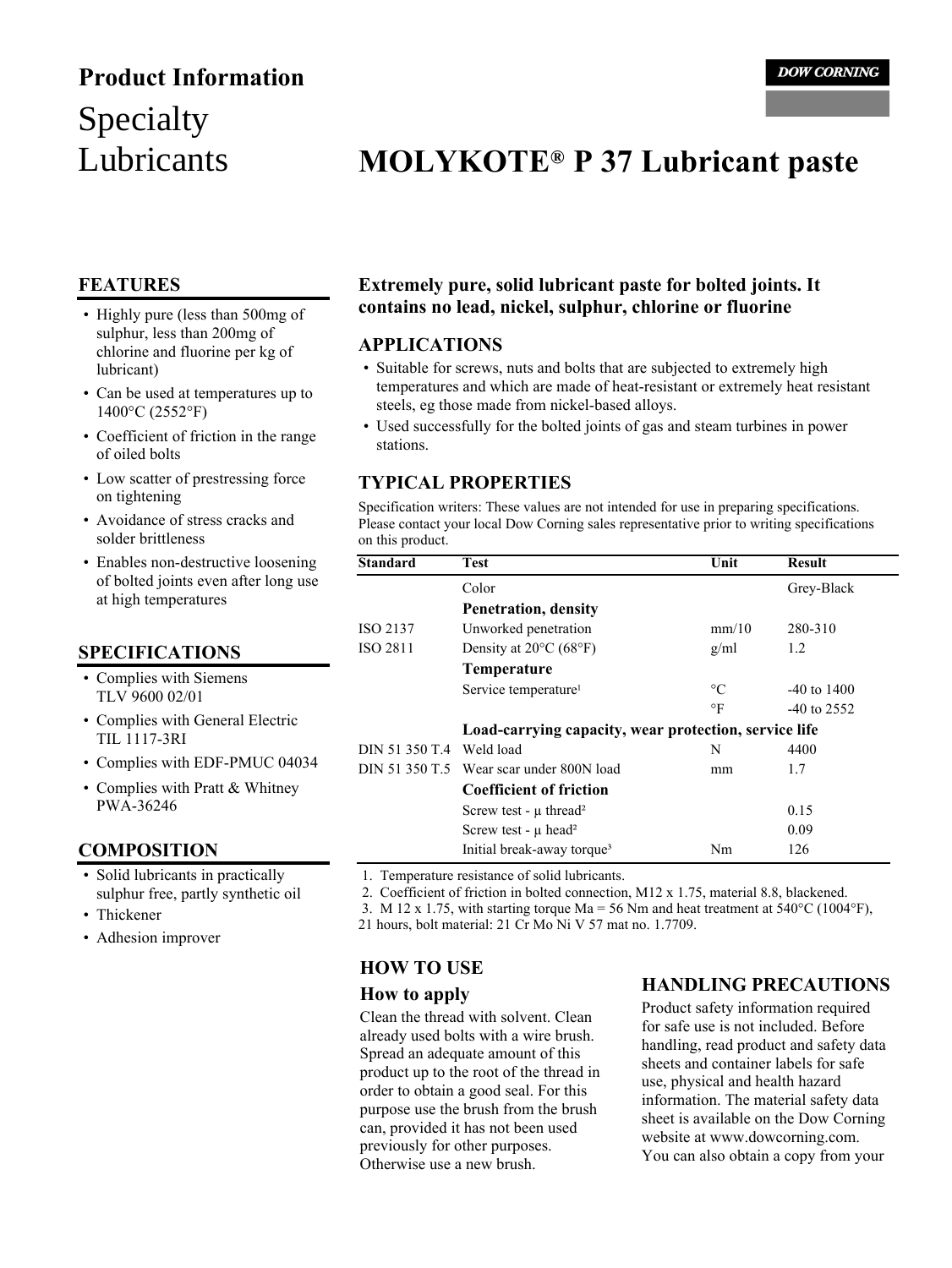# Product Information

## Specialty Lubricants

DOW CORNING

# MOLYKOTE® P 37 Lubricant paste

## FEATURES

- Highly pure (less than 500mg of sulphur, less than 200mg of chlorine and fluorine per kg of lubricant)
- Can be used at temperatures up to 1400°C (2552°F)
- Coefficient of friction in the range of oiled bolts
- Low scatter of prestressing force on tightening
- Avoidance of stress cracks and solder brittleness
- Enables non-destructive loosening of bolted joints even after long use at high temperatures

## SPECIFICATIONS

- Complies with Siemens TLV 9600 02/01
- Complies with General Electric TIL 1117-3RI
- Complies with EDF-PMUC 04034
- Complies with Pratt & Whitney PWA-36246

## COMPOSITION

- Solid lubricants in practically sulphur free, partly synthetic oil
- Thickener
- Adhesion improver

**Extremely pure, solid lubricant paste for bolted joints. It contains no lead, nickel, sulphur, chlorine or fluorine**

## APPLICATIONS

- Suitable for screws, nuts and bolts that are subjected to extremely high temperatures and which are made of heat-resistant or extremely heat resistant steels, eg those made from nickel-based alloys.
- Used successfully for the bolted joints of gas and steam turbines in power stations.

## TYPICAL PROPERTIES

Specification writers: These values are not intended for use in preparing specifications. Please contact your local Dow Corning sales representative prior to writing specifications on this product.

| Standard | Test | Unit | Result |
|---|---|---|---|
| | Color | | Grey-Black |
| | **Penetration, density** | | |
| ISO 2137 | Unworked penetration | mm/10 | 280-310 |
| ISO 2811 | Density at 20°C (68°F) | g/ml | 1.2 |
| | **Temperature** | | |
| | Service temperature[1] | °C | -40 to 1400 |
| | | °F | -40 to 2552 |
| | **Load-carrying capacity, wear protection, service life** | | |
| DIN 51 350 T.4 | Weld load | N | 4400 |
| DIN 51 350 T.5 | Wear scar under 800N load | mm | 1.7 |
| | **Coefficient of friction** | | |
| | Screw test - μ thread[2] | | 0.15 |
| | Screw test - μ head[2] | | 0.09 |
| | Initial break-away torque[3] | Nm | 126 |

1. Temperature resistance of solid lubricants.
2. Coefficient of friction in bolted connection, M12 x 1.75, material 8.8, blackened.
3. M 12 x 1.75, with starting torque Ma = 56 Nm and heat treatment at 540°C (1004°F), 21 hours, bolt material: 21 Cr Mo Ni V 57 mat no. 1.7709.

## HOW TO USE

### How to apply

Clean the thread with solvent. Clean already used bolts with a wire brush. Spread an adequate amount of this product up to the root of the thread in order to obtain a good seal. For this purpose use the brush from the brush can, provided it has not been used previously for other purposes. Otherwise use a new brush.

## HANDLING PRECAUTIONS

Product safety information required for safe use is not included. Before handling, read product and safety data sheets and container labels for safe use, physical and health hazard information. The material safety data sheet is available on the Dow Corning website at www.dowcorning.com. You can also obtain a copy from your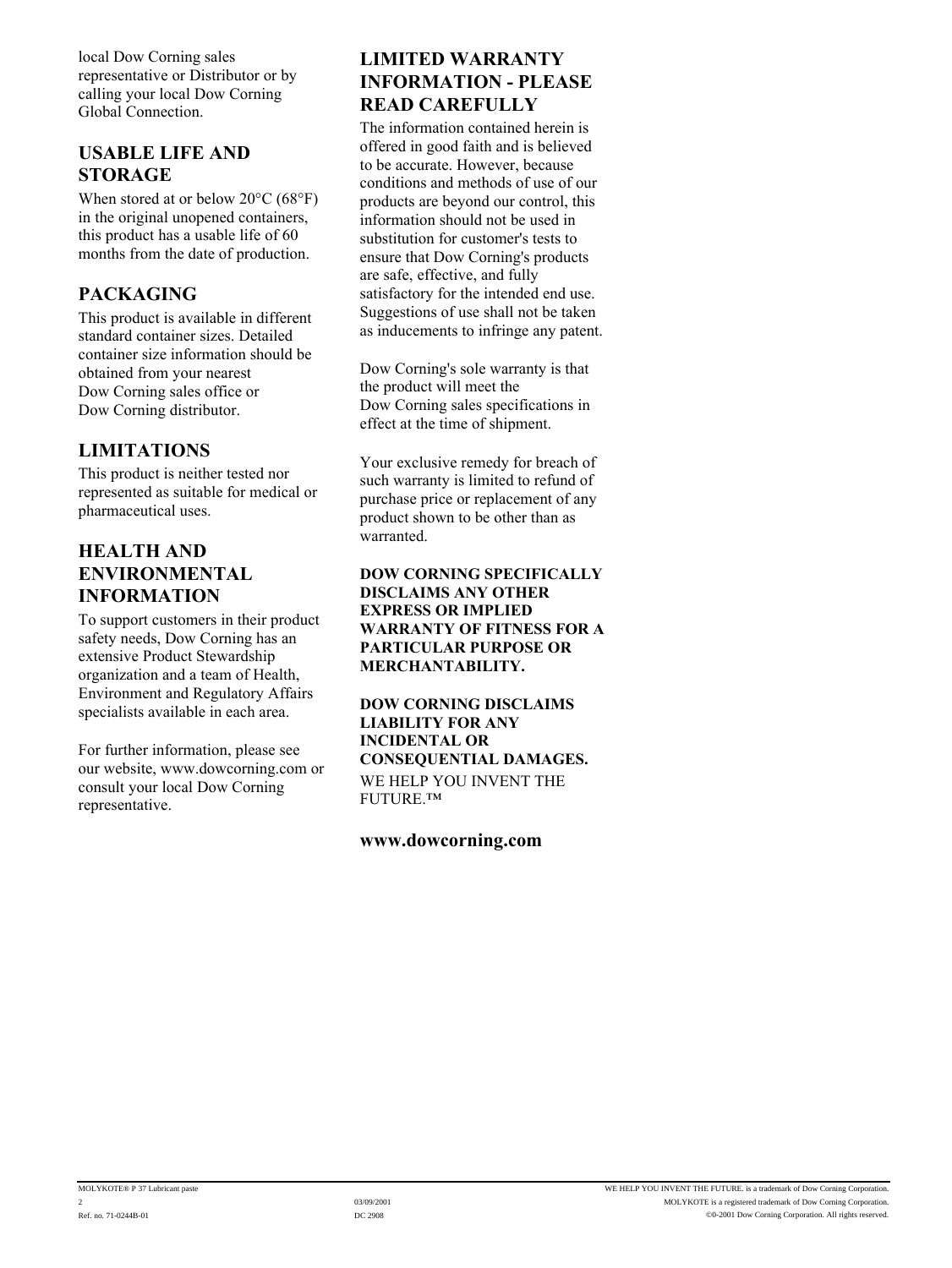local Dow Corning sales representative or Distributor or by calling your local Dow Corning Global Connection.

## USABLE LIFE AND STORAGE

When stored at or below 20°C (68°F) in the original unopened containers, this product has a usable life of 60 months from the date of production.

## PACKAGING

This product is available in different standard container sizes. Detailed container size information should be obtained from your nearest Dow Corning sales office or Dow Corning distributor.

## LIMITATIONS

This product is neither tested nor represented as suitable for medical or pharmaceutical uses.

## HEALTH AND ENVIRONMENTAL INFORMATION

To support customers in their product safety needs, Dow Corning has an extensive Product Stewardship organization and a team of Health, Environment and Regulatory Affairs specialists available in each area.

For further information, please see our website, www.dowcorning.com or consult your local Dow Corning representative.

## LIMITED WARRANTY INFORMATION - PLEASE READ CAREFULLY

The information contained herein is offered in good faith and is believed to be accurate. However, because conditions and methods of use of our products are beyond our control, this information should not be used in substitution for customer's tests to ensure that Dow Corning's products are safe, effective, and fully satisfactory for the intended end use. Suggestions of use shall not be taken as inducements to infringe any patent.

Dow Corning's sole warranty is that the product will meet the Dow Corning sales specifications in effect at the time of shipment.

Your exclusive remedy for breach of such warranty is limited to refund of purchase price or replacement of any product shown to be other than as warranted.

**DOW CORNING SPECIFICALLY DISCLAIMS ANY OTHER EXPRESS OR IMPLIED WARRANTY OF FITNESS FOR A PARTICULAR PURPOSE OR MERCHANTABILITY.**

**DOW CORNING DISCLAIMS LIABILITY FOR ANY INCIDENTAL OR CONSEQUENTIAL DAMAGES.**

WE HELP YOU INVENT THE FUTURE.™

**www.dowcorning.com**

MOLYKOTE® P 37 Lubricant paste
Ref. no. 71-0244B-01
03/09/2001
DC 2908

WE HELP YOU INVENT THE FUTURE. is a trademark of Dow Corning Corporation.
MOLYKOTE is a registered trademark of Dow Corning Corporation.
©0-2001 Dow Corning Corporation. All rights reserved.